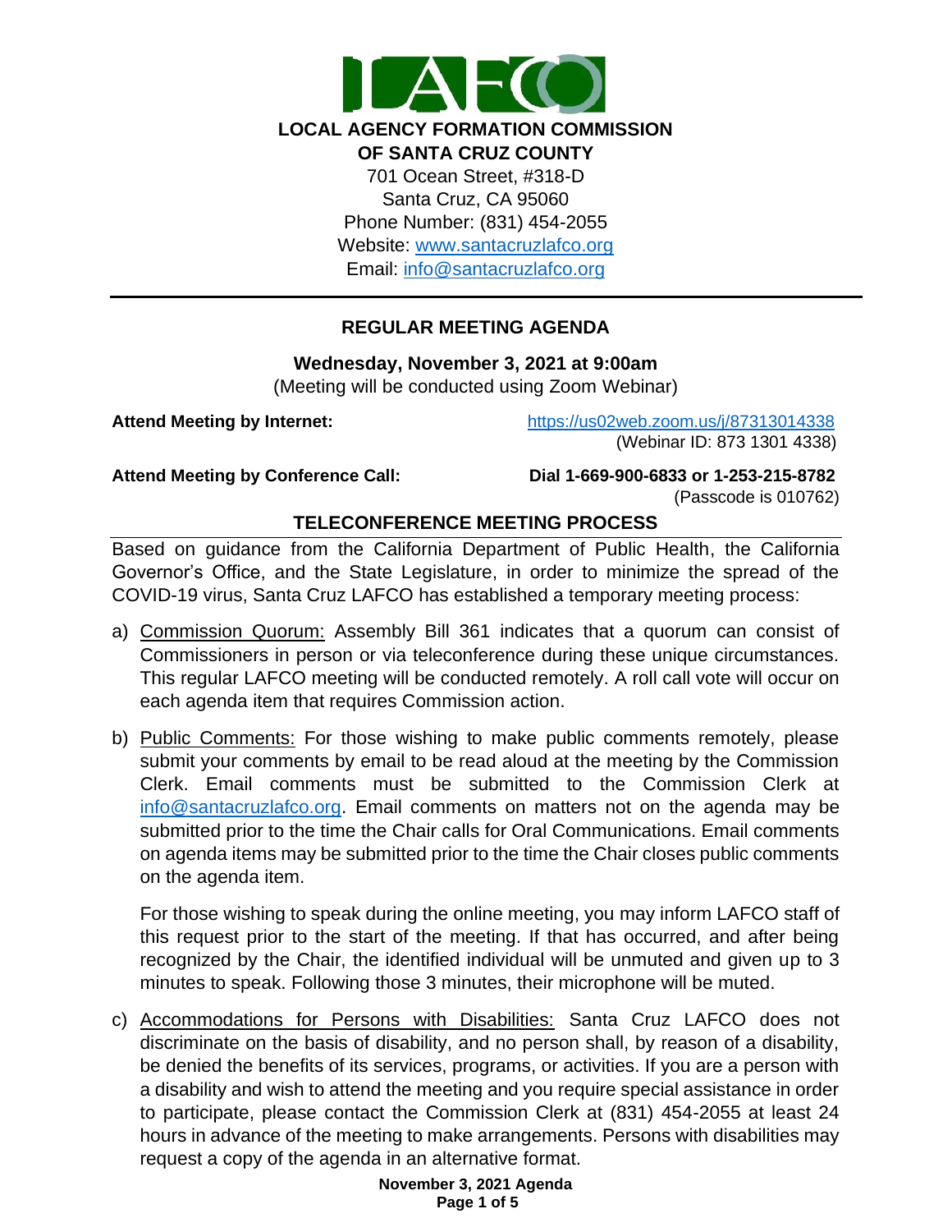**LOCAL AGENCY FORMATION COMMISSION**
**OF SANTA CRUZ COUNTY**

701 Ocean Street, #318-D
Santa Cruz, CA 95060
Phone Number: (831) 454-2055
Website: [www.santacruzlafco.org](http://www.santacruzlafco.org)
Email: [info@santacruzlafco.org](mailto:info@santacruzlafco.org)

---

## REGULAR MEETING AGENDA

**Wednesday, November 3, 2021 at 9:00am**
(Meeting will be conducted using Zoom Webinar)

**Attend Meeting by Internet:** [https://us02web.zoom.us/j/87313014338](https://us02web.zoom.us/j/87313014338)
(Webinar ID: 873 1301 4338)

**Attend Meeting by Conference Call:** **Dial 1-669-900-6833 or 1-253-215-8782**
(Passcode is 010762)

### TELECONFERENCE MEETING PROCESS

Based on guidance from the California Department of Public Health, the California Governor's Office, and the State Legislature, in order to minimize the spread of the COVID-19 virus, Santa Cruz LAFCO has established a temporary meeting process:

a) Commission Quorum: Assembly Bill 361 indicates that a quorum can consist of Commissioners in person or via teleconference during these unique circumstances. This regular LAFCO meeting will be conducted remotely. A roll call vote will occur on each agenda item that requires Commission action.

b) Public Comments: For those wishing to make public comments remotely, please submit your comments by email to be read aloud at the meeting by the Commission Clerk. Email comments must be submitted to the Commission Clerk at [info@santacruzlafco.org](mailto:info@santacruzlafco.org). Email comments on matters not on the agenda may be submitted prior to the time the Chair calls for Oral Communications. Email comments on agenda items may be submitted prior to the time the Chair closes public comments on the agenda item.

   For those wishing to speak during the online meeting, you may inform LAFCO staff of this request prior to the start of the meeting. If that has occurred, and after being recognized by the Chair, the identified individual will be unmuted and given up to 3 minutes to speak. Following those 3 minutes, their microphone will be muted.

c) Accommodations for Persons with Disabilities: Santa Cruz LAFCO does not discriminate on the basis of disability, and no person shall, by reason of a disability, be denied the benefits of its services, programs, or activities. If you are a person with a disability and wish to attend the meeting and you require special assistance in order to participate, please contact the Commission Clerk at (831) 454-2055 at least 24 hours in advance of the meeting to make arrangements. Persons with disabilities may request a copy of the agenda in an alternative format.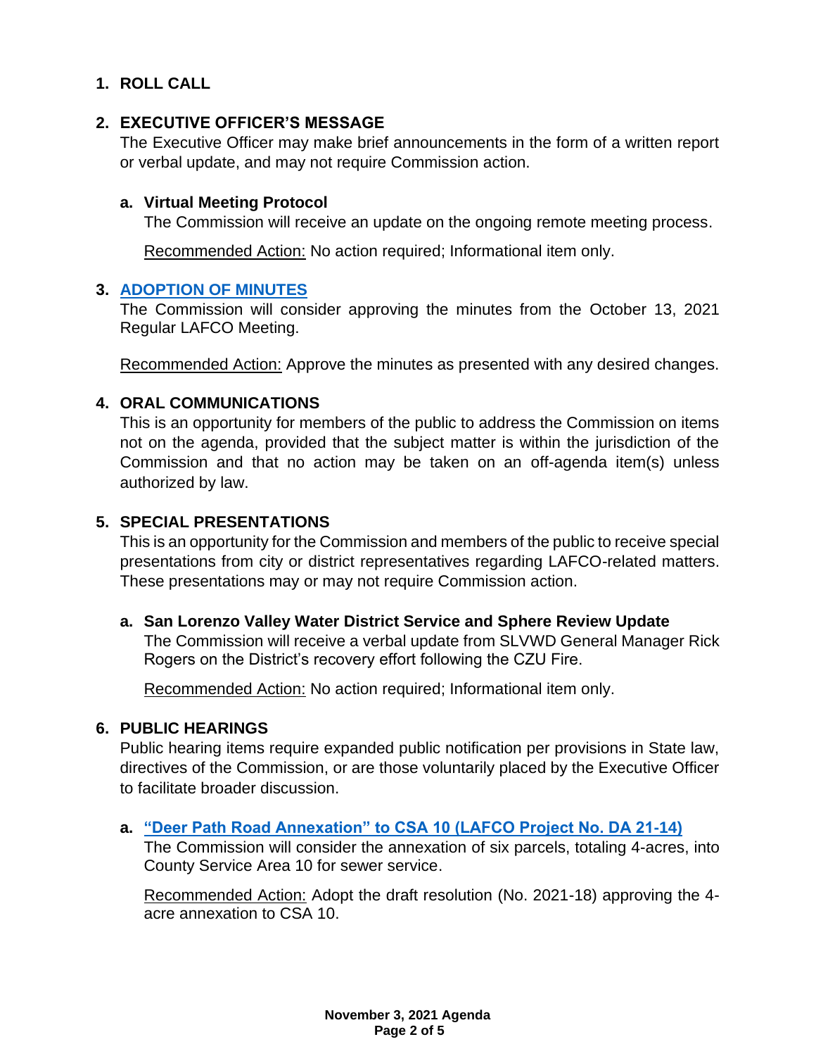## 1. ROLL CALL

## 2. EXECUTIVE OFFICER'S MESSAGE

The Executive Officer may make brief announcements in the form of a written report or verbal update, and may not require Commission action.

### a. Virtual Meeting Protocol

The Commission will receive an update on the ongoing remote meeting process.

Recommended Action: No action required; Informational item only.

## 3. ADOPTION OF MINUTES

The Commission will consider approving the minutes from the October 13, 2021 Regular LAFCO Meeting.

Recommended Action: Approve the minutes as presented with any desired changes.

## 4. ORAL COMMUNICATIONS

This is an opportunity for members of the public to address the Commission on items not on the agenda, provided that the subject matter is within the jurisdiction of the Commission and that no action may be taken on an off-agenda item(s) unless authorized by law.

## 5. SPECIAL PRESENTATIONS

This is an opportunity for the Commission and members of the public to receive special presentations from city or district representatives regarding LAFCO-related matters. These presentations may or may not require Commission action.

### a. San Lorenzo Valley Water District Service and Sphere Review Update

The Commission will receive a verbal update from SLVWD General Manager Rick Rogers on the District's recovery effort following the CZU Fire.

Recommended Action: No action required; Informational item only.

## 6. PUBLIC HEARINGS

Public hearing items require expanded public notification per provisions in State law, directives of the Commission, or are those voluntarily placed by the Executive Officer to facilitate broader discussion.

### a. "Deer Path Road Annexation" to CSA 10 (LAFCO Project No. DA 21-14)

The Commission will consider the annexation of six parcels, totaling 4-acres, into County Service Area 10 for sewer service.

Recommended Action: Adopt the draft resolution (No. 2021-18) approving the 4-acre annexation to CSA 10.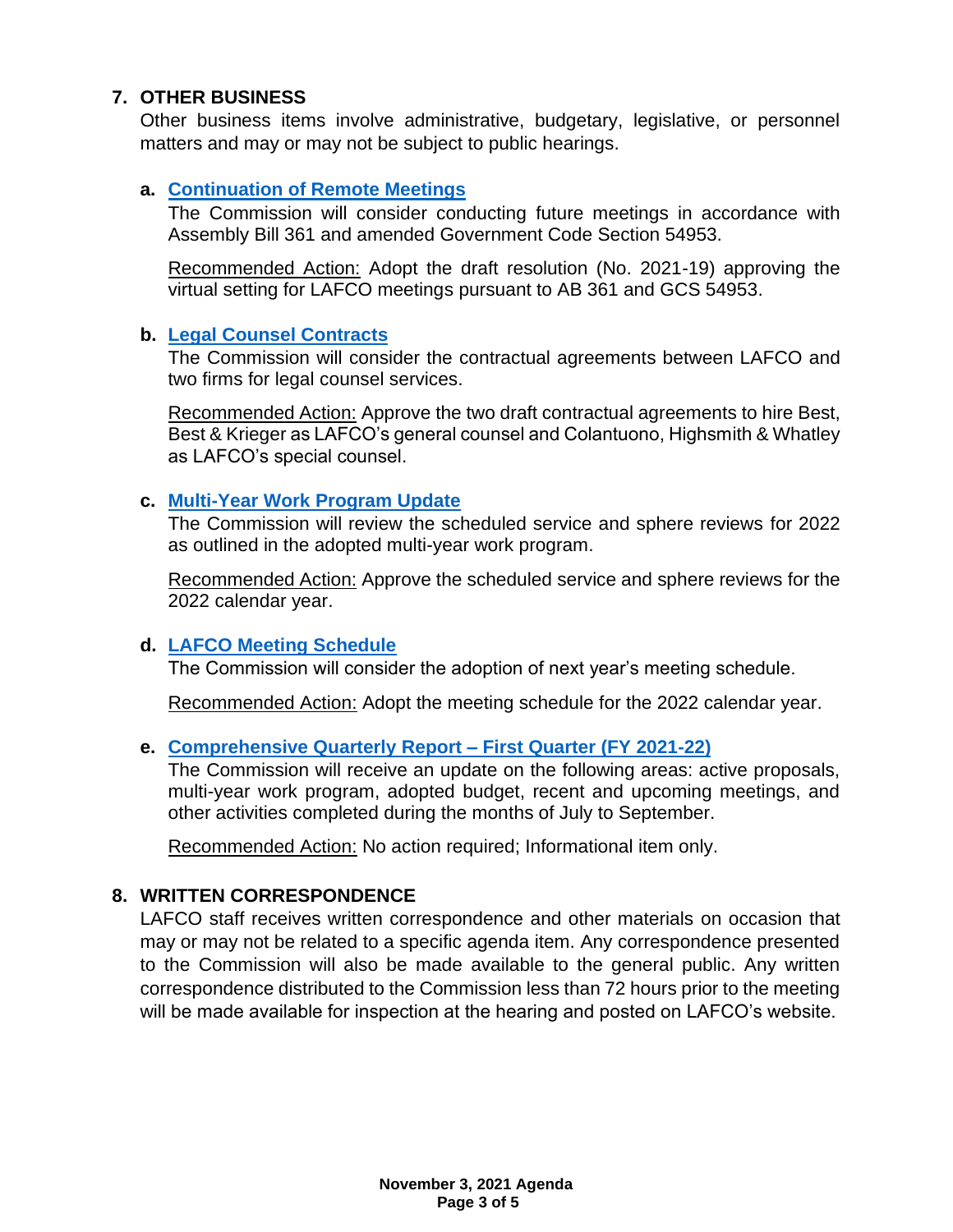## 7. OTHER BUSINESS

Other business items involve administrative, budgetary, legislative, or personnel matters and may or may not be subject to public hearings.

### a. Continuation of Remote Meetings

The Commission will consider conducting future meetings in accordance with Assembly Bill 361 and amended Government Code Section 54953.

Recommended Action: Adopt the draft resolution (No. 2021-19) approving the virtual setting for LAFCO meetings pursuant to AB 361 and GCS 54953.

### b. Legal Counsel Contracts

The Commission will consider the contractual agreements between LAFCO and two firms for legal counsel services.

Recommended Action: Approve the two draft contractual agreements to hire Best, Best & Krieger as LAFCO's general counsel and Colantuono, Highsmith & Whatley as LAFCO's special counsel.

### c. Multi-Year Work Program Update

The Commission will review the scheduled service and sphere reviews for 2022 as outlined in the adopted multi-year work program.

Recommended Action: Approve the scheduled service and sphere reviews for the 2022 calendar year.

### d. LAFCO Meeting Schedule

The Commission will consider the adoption of next year's meeting schedule.

Recommended Action: Adopt the meeting schedule for the 2022 calendar year.

### e. Comprehensive Quarterly Report – First Quarter (FY 2021-22)

The Commission will receive an update on the following areas: active proposals, multi-year work program, adopted budget, recent and upcoming meetings, and other activities completed during the months of July to September.

Recommended Action: No action required; Informational item only.

## 8. WRITTEN CORRESPONDENCE

LAFCO staff receives written correspondence and other materials on occasion that may or may not be related to a specific agenda item. Any correspondence presented to the Commission will also be made available to the general public. Any written correspondence distributed to the Commission less than 72 hours prior to the meeting will be made available for inspection at the hearing and posted on LAFCO's website.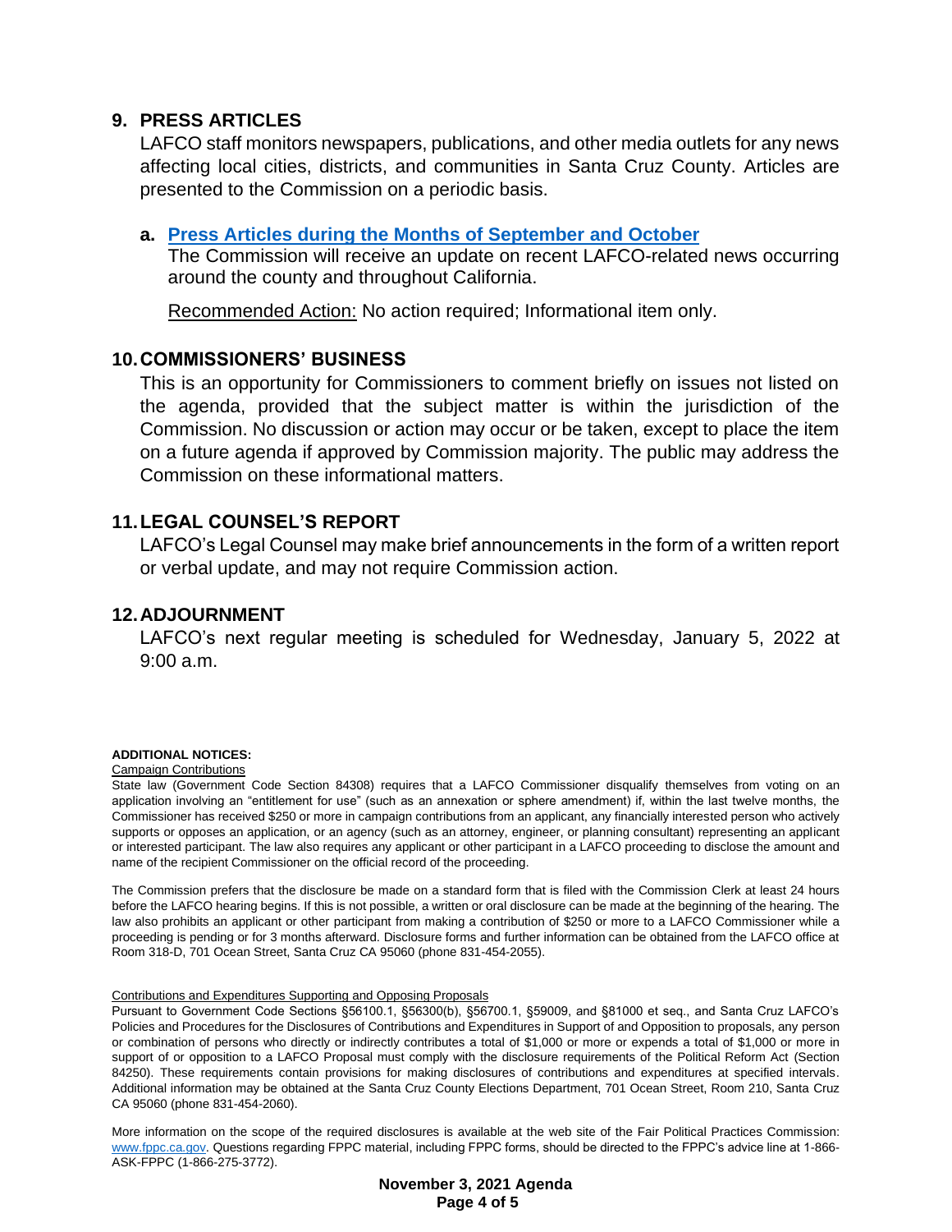## 9. PRESS ARTICLES

LAFCO staff monitors newspapers, publications, and other media outlets for any news affecting local cities, districts, and communities in Santa Cruz County. Articles are presented to the Commission on a periodic basis.

**a. Press Articles during the Months of September and October**

The Commission will receive an update on recent LAFCO-related news occurring around the county and throughout California.

Recommended Action: No action required; Informational item only.

## 10. COMMISSIONERS' BUSINESS

This is an opportunity for Commissioners to comment briefly on issues not listed on the agenda, provided that the subject matter is within the jurisdiction of the Commission. No discussion or action may occur or be taken, except to place the item on a future agenda if approved by Commission majority. The public may address the Commission on these informational matters.

## 11. LEGAL COUNSEL'S REPORT

LAFCO's Legal Counsel may make brief announcements in the form of a written report or verbal update, and may not require Commission action.

## 12. ADJOURNMENT

LAFCO's next regular meeting is scheduled for Wednesday, January 5, 2022 at 9:00 a.m.

**ADDITIONAL NOTICES:**

Campaign Contributions

State law (Government Code Section 84308) requires that a LAFCO Commissioner disqualify themselves from voting on an application involving an "entitlement for use" (such as an annexation or sphere amendment) if, within the last twelve months, the Commissioner has received $250 or more in campaign contributions from an applicant, any financially interested person who actively supports or opposes an application, or an agency (such as an attorney, engineer, or planning consultant) representing an applicant or interested participant. The law also requires any applicant or other participant in a LAFCO proceeding to disclose the amount and name of the recipient Commissioner on the official record of the proceeding.

The Commission prefers that the disclosure be made on a standard form that is filed with the Commission Clerk at least 24 hours before the LAFCO hearing begins. If this is not possible, a written or oral disclosure can be made at the beginning of the hearing. The law also prohibits an applicant or other participant from making a contribution of $250 or more to a LAFCO Commissioner while a proceeding is pending or for 3 months afterward. Disclosure forms and further information can be obtained from the LAFCO office at Room 318-D, 701 Ocean Street, Santa Cruz CA 95060 (phone 831-454-2055).

Contributions and Expenditures Supporting and Opposing Proposals

Pursuant to Government Code Sections §56100.1, §56300(b), §56700.1, §59009, and §81000 et seq., and Santa Cruz LAFCO's Policies and Procedures for the Disclosures of Contributions and Expenditures in Support of and Opposition to proposals, any person or combination of persons who directly or indirectly contributes a total of $1,000 or more or expends a total of $1,000 or more in support of or opposition to a LAFCO Proposal must comply with the disclosure requirements of the Political Reform Act (Section 84250). These requirements contain provisions for making disclosures of contributions and expenditures at specified intervals. Additional information may be obtained at the Santa Cruz County Elections Department, 701 Ocean Street, Room 210, Santa Cruz CA 95060 (phone 831-454-2060).

More information on the scope of the required disclosures is available at the web site of the Fair Political Practices Commission: www.fppc.ca.gov. Questions regarding FPPC material, including FPPC forms, should be directed to the FPPC's advice line at 1-866-ASK-FPPC (1-866-275-3772).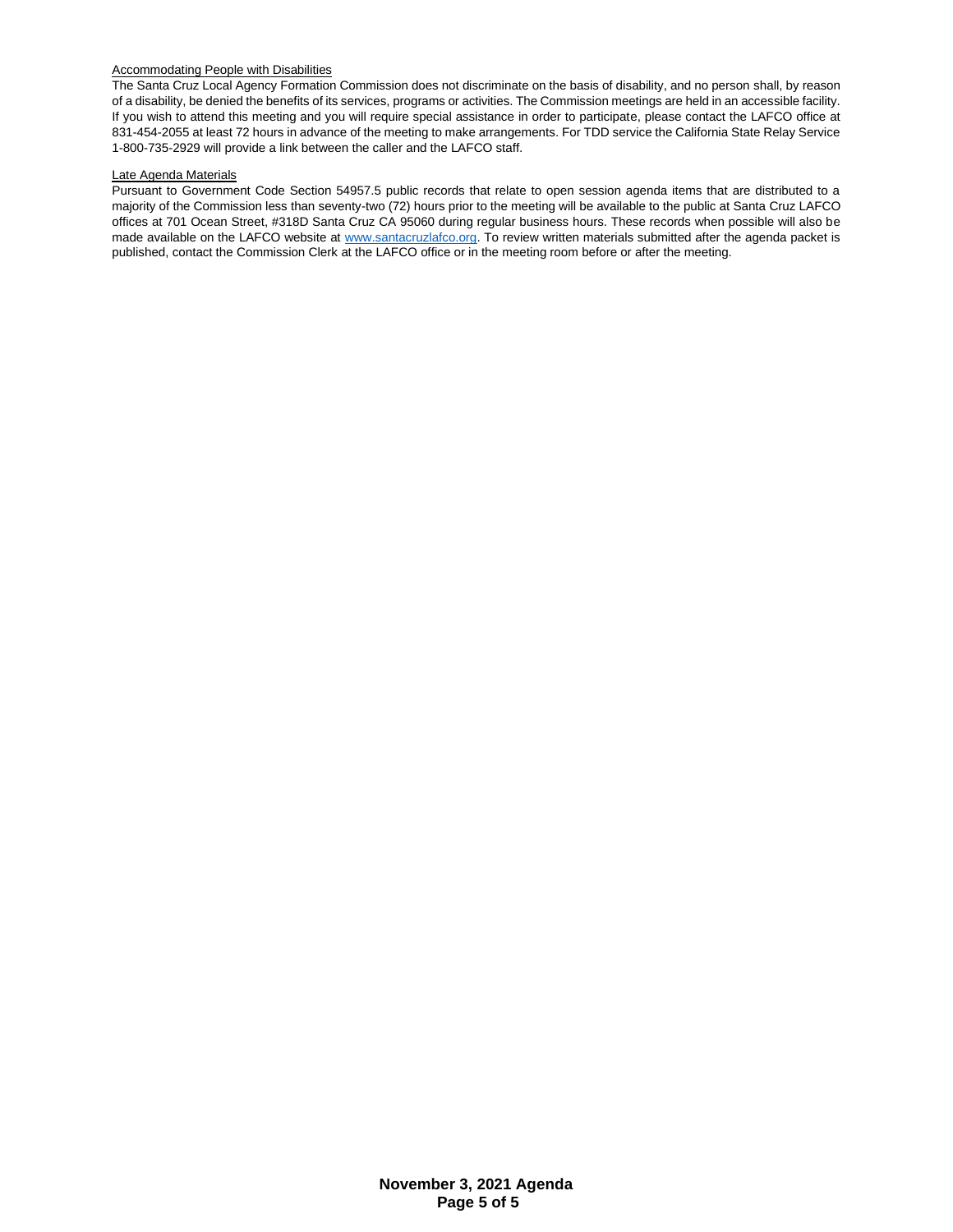Accommodating People with Disabilities

The Santa Cruz Local Agency Formation Commission does not discriminate on the basis of disability, and no person shall, by reason of a disability, be denied the benefits of its services, programs or activities. The Commission meetings are held in an accessible facility. If you wish to attend this meeting and you will require special assistance in order to participate, please contact the LAFCO office at 831-454-2055 at least 72 hours in advance of the meeting to make arrangements. For TDD service the California State Relay Service 1-800-735-2929 will provide a link between the caller and the LAFCO staff.

Late Agenda Materials

Pursuant to Government Code Section 54957.5 public records that relate to open session agenda items that are distributed to a majority of the Commission less than seventy-two (72) hours prior to the meeting will be available to the public at Santa Cruz LAFCO offices at 701 Ocean Street, #318D Santa Cruz CA 95060 during regular business hours. These records when possible will also be made available on the LAFCO website at [www.santacruzlafco.org](http://www.santacruzlafco.org). To review written materials submitted after the agenda packet is published, contact the Commission Clerk at the LAFCO office or in the meeting room before or after the meeting.